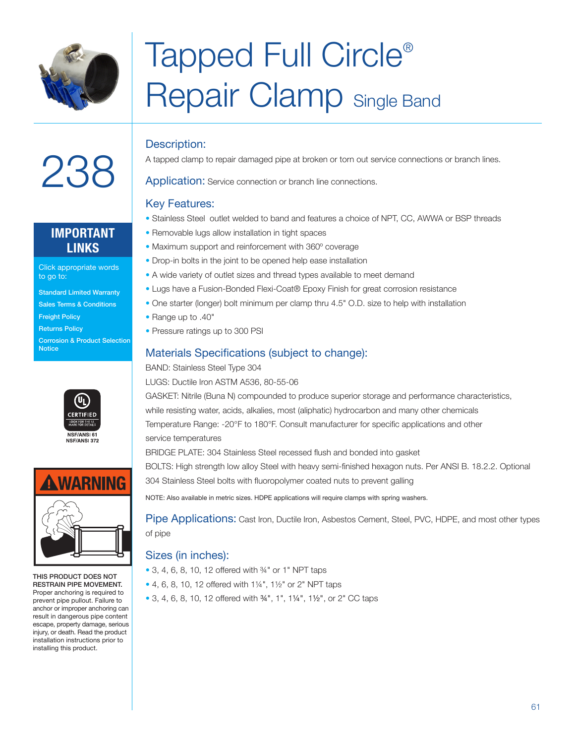# Tapped Full Circle® Repair Clamp Single Band

238

**IMPORTANT LINKS**

Click appropriate words to go to:

- Standard Limited Warranty
- Sales Terms & Conditions
- Freight Policy
- Returns Policy
- Corrosion & Product Selection Notice

UL CERTIFIED
LOOK FOR THE UL MARK FOR DETAILS
NSF/ANSI 61
NSF/ANSI 372

**WARNING**

**THIS PRODUCT DOES NOT RESTRAIN PIPE MOVEMENT.** Proper anchoring is required to prevent pipe pullout. Failure to anchor or improper anchoring can result in dangerous pipe content escape, property damage, serious injury, or death. Read the product installation instructions prior to installing this product.

## Description:

A tapped clamp to repair damaged pipe at broken or torn out service connections or branch lines.

## Application:

Service connection or branch line connections.

## Key Features:

- Stainless Steel outlet welded to band and features a choice of NPT, CC, AWWA or BSP threads
- Removable lugs allow installation in tight spaces
- Maximum support and reinforcement with 360º coverage
- Drop-in bolts in the joint to be opened help ease installation
- A wide variety of outlet sizes and thread types available to meet demand
- Lugs have a Fusion-Bonded Flexi-Coat® Epoxy Finish for great corrosion resistance
- One starter (longer) bolt minimum per clamp thru 4.5" O.D. size to help with installation
- Range up to .40"
- Pressure ratings up to 300 PSI

## Materials Specifications (subject to change):

BAND: Stainless Steel Type 304

LUGS: Ductile Iron ASTM A536, 80-55-06

GASKET: Nitrile (Buna N) compounded to produce superior storage and performance characteristics, while resisting water, acids, alkalies, most (aliphatic) hydrocarbon and many other chemicals

Temperature Range: -20°F to 180°F. Consult manufacturer for specific applications and other service temperatures

BRIDGE PLATE: 304 Stainless Steel recessed flush and bonded into gasket

BOLTS: High strength low alloy Steel with heavy semi-finished hexagon nuts. Per ANSI B. 18.2.2. Optional 304 Stainless Steel bolts with fluoropolymer coated nuts to prevent galling

NOTE: Also available in metric sizes. HDPE applications will require clamps with spring washers.

## Pipe Applications:

Cast Iron, Ductile Iron, Asbestos Cement, Steel, PVC, HDPE, and most other types of pipe

## Sizes (in inches):

- 3, 4, 6, 8, 10, 12 offered with ¾" or 1" NPT taps
- 4, 6, 8, 10, 12 offered with 1¼", 1½" or 2" NPT taps
- 3, 4, 6, 8, 10, 12 offered with ¾", 1", 1¼", 1½", or 2" CC taps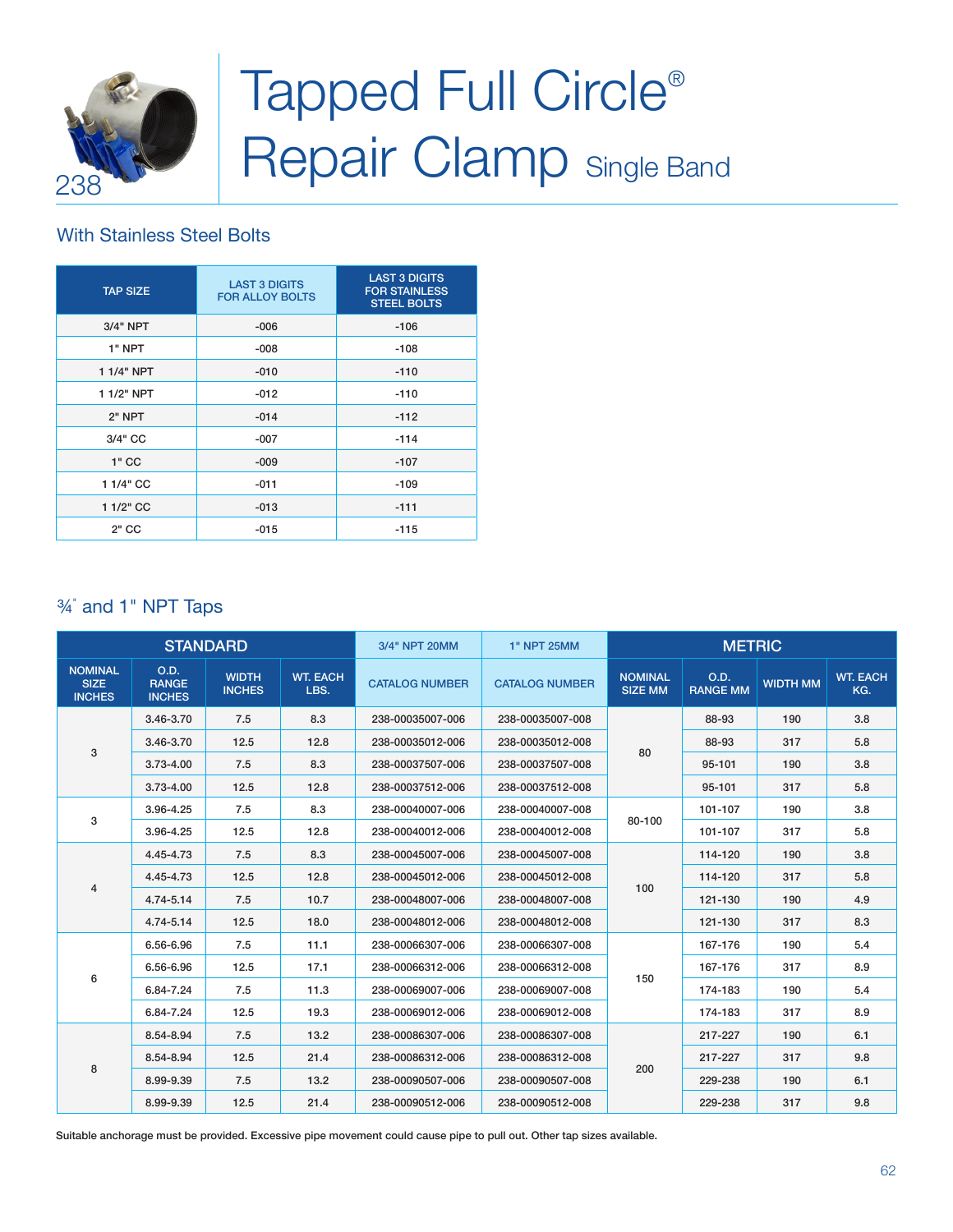238

# Tapped Full Circle® Repair Clamp Single Band

## With Stainless Steel Bolts

| TAP SIZE | LAST 3 DIGITS FOR ALLOY BOLTS | LAST 3 DIGITS FOR STAINLESS STEEL BOLTS |
|---|---|---|
| 3/4" NPT | -006 | -106 |
| 1" NPT | -008 | -108 |
| 1 1/4" NPT | -010 | -110 |
| 1 1/2" NPT | -012 | -110 |
| 2" NPT | -014 | -112 |
| 3/4" CC | -007 | -114 |
| 1" CC | -009 | -107 |
| 1 1/4" CC | -011 | -109 |
| 1 1/2" CC | -013 | -111 |
| 2" CC | -015 | -115 |

## ¾" and 1" NPT Taps

| STANDARD | | | | 3/4" NPT 20MM | 1" NPT 25MM | METRIC | | | |
|---|---|---|---|---|---|---|---|---|---|
| NOMINAL SIZE INCHES | O.D. RANGE INCHES | WIDTH INCHES | WT. EACH LBS. | CATALOG NUMBER | CATALOG NUMBER | NOMINAL SIZE MM | O.D. RANGE MM | WIDTH MM | WT. EACH KG. |
| 3 | 3.46-3.70 | 7.5 | 8.3 | 238-00035007-006 | 238-00035007-008 | 80 | 88-93 | 190 | 3.8 |
| | 3.46-3.70 | 12.5 | 12.8 | 238-00035012-006 | 238-00035012-008 | | 88-93 | 317 | 5.8 |
| | 3.73-4.00 | 7.5 | 8.3 | 238-00037507-006 | 238-00037507-008 | | 95-101 | 190 | 3.8 |
| | 3.73-4.00 | 12.5 | 12.8 | 238-00037512-006 | 238-00037512-008 | | 95-101 | 317 | 5.8 |
| 3 | 3.96-4.25 | 7.5 | 8.3 | 238-00040007-006 | 238-00040007-008 | 80-100 | 101-107 | 190 | 3.8 |
| | 3.96-4.25 | 12.5 | 12.8 | 238-00040012-006 | 238-00040012-008 | | 101-107 | 317 | 5.8 |
| 4 | 4.45-4.73 | 7.5 | 8.3 | 238-00045007-006 | 238-00045007-008 | 100 | 114-120 | 190 | 3.8 |
| | 4.45-4.73 | 12.5 | 12.8 | 238-00045012-006 | 238-00045012-008 | | 114-120 | 317 | 5.8 |
| | 4.74-5.14 | 7.5 | 10.7 | 238-00048007-006 | 238-00048007-008 | | 121-130 | 190 | 4.9 |
| | 4.74-5.14 | 12.5 | 18.0 | 238-00048012-006 | 238-00048012-008 | | 121-130 | 317 | 8.3 |
| 6 | 6.56-6.96 | 7.5 | 11.1 | 238-00066307-006 | 238-00066307-008 | 150 | 167-176 | 190 | 5.4 |
| | 6.56-6.96 | 12.5 | 17.1 | 238-00066312-006 | 238-00066312-008 | | 167-176 | 317 | 8.9 |
| | 6.84-7.24 | 7.5 | 11.3 | 238-00069007-006 | 238-00069007-008 | | 174-183 | 190 | 5.4 |
| | 6.84-7.24 | 12.5 | 19.3 | 238-00069012-006 | 238-00069012-008 | | 174-183 | 317 | 8.9 |
| 8 | 8.54-8.94 | 7.5 | 13.2 | 238-00086307-006 | 238-00086307-008 | 200 | 217-227 | 190 | 6.1 |
| | 8.54-8.94 | 12.5 | 21.4 | 238-00086312-006 | 238-00086312-008 | | 217-227 | 317 | 9.8 |
| | 8.99-9.39 | 7.5 | 13.2 | 238-00090507-006 | 238-00090507-008 | | 229-238 | 190 | 6.1 |
| | 8.99-9.39 | 12.5 | 21.4 | 238-00090512-006 | 238-00090512-008 | | 229-238 | 317 | 9.8 |

Suitable anchorage must be provided. Excessive pipe movement could cause pipe to pull out. Other tap sizes available.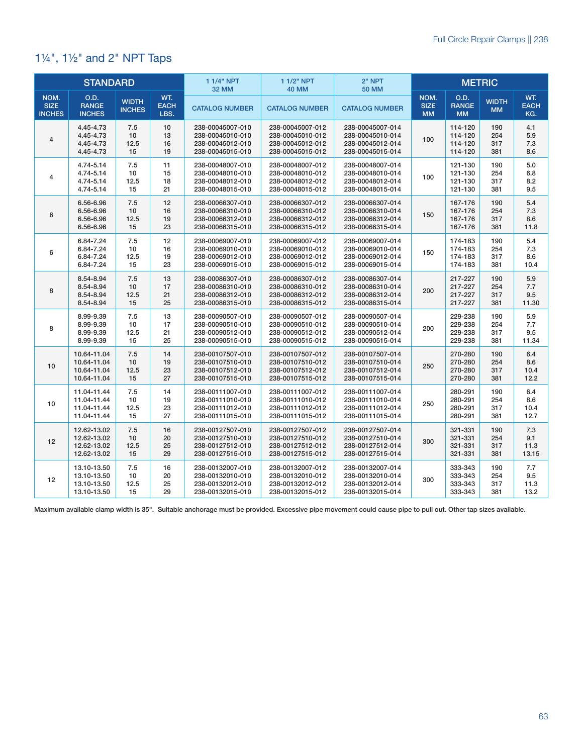## 1¼", 1½" and 2" NPT Taps

| STANDARD | | | | 1 1/4" NPT 32 MM | 1 1/2" NPT 40 MM | 2" NPT 50 MM | METRIC | | | |
|---|---|---|---|---|---|---|---|---|---|---|
| NOM. SIZE INCHES | O.D. RANGE INCHES | WIDTH INCHES | WT. EACH LBS. | CATALOG NUMBER | CATALOG NUMBER | CATALOG NUMBER | NOM. SIZE MM | O.D. RANGE MM | WIDTH MM | WT. EACH KG. |
| 4 | 4.45-4.73 | 7.5 | 10 | 238-00045007-010 | 238-00045007-012 | 238-00045007-014 | 100 | 114-120 | 190 | 4.1 |
| | 4.45-4.73 | 10 | 13 | 238-00045010-010 | 238-00045010-012 | 238-00045010-014 | | 114-120 | 254 | 5.9 |
| | 4.45-4.73 | 12.5 | 16 | 238-00045012-010 | 238-00045012-012 | 238-00045012-014 | | 114-120 | 317 | 7.3 |
| | 4.45-4.73 | 15 | 19 | 238-00045015-010 | 238-00045015-012 | 238-00045015-014 | | 114-120 | 381 | 8.6 |
| 4 | 4.74-5.14 | 7.5 | 11 | 238-00048007-010 | 238-00048007-012 | 238-00048007-014 | 100 | 121-130 | 190 | 5.0 |
| | 4.74-5.14 | 10 | 15 | 238-00048010-010 | 238-00048010-012 | 238-00048010-014 | | 121-130 | 254 | 6.8 |
| | 4.74-5.14 | 12.5 | 18 | 238-00048012-010 | 238-00048012-012 | 238-00048012-014 | | 121-130 | 317 | 8.2 |
| | 4.74-5.14 | 15 | 21 | 238-00048015-010 | 238-00048015-012 | 238-00048015-014 | | 121-130 | 381 | 9.5 |
| 6 | 6.56-6.96 | 7.5 | 12 | 238-00066307-010 | 238-00066307-012 | 238-00066307-014 | 150 | 167-176 | 190 | 5.4 |
| | 6.56-6.96 | 10 | 16 | 238-00066310-010 | 238-00066310-012 | 238-00066310-014 | | 167-176 | 254 | 7.3 |
| | 6.56-6.96 | 12.5 | 19 | 238-00066312-010 | 238-00066312-012 | 238-00066312-014 | | 167-176 | 317 | 8.6 |
| | 6.56-6.96 | 15 | 23 | 238-00066315-010 | 238-00066315-012 | 238-00066315-014 | | 167-176 | 381 | 11.8 |
| 6 | 6.84-7.24 | 7.5 | 12 | 238-00069007-010 | 238-00069007-012 | 238-00069007-014 | 150 | 174-183 | 190 | 5.4 |
| | 6.84-7.24 | 10 | 16 | 238-00069010-010 | 238-00069010-012 | 238-00069010-014 | | 174-183 | 254 | 7.3 |
| | 6.84-7.24 | 12.5 | 19 | 238-00069012-010 | 238-00069012-012 | 238-00069012-014 | | 174-183 | 317 | 8.6 |
| | 6.84-7.24 | 15 | 23 | 238-00069015-010 | 238-00069015-012 | 238-00069015-014 | | 174-183 | 381 | 10.4 |
| 8 | 8.54-8.94 | 7.5 | 13 | 238-00086307-010 | 238-00086307-012 | 238-00086307-014 | 200 | 217-227 | 190 | 5.9 |
| | 8.54-8.94 | 10 | 17 | 238-00086310-010 | 238-00086310-012 | 238-00086310-014 | | 217-227 | 254 | 7.7 |
| | 8.54-8.94 | 12.5 | 21 | 238-00086312-010 | 238-00086312-012 | 238-00086312-014 | | 217-227 | 317 | 9.5 |
| | 8.54-8.94 | 15 | 25 | 238-00086315-010 | 238-00086315-012 | 238-00086315-014 | | 217-227 | 381 | 11.30 |
| 8 | 8.99-9.39 | 7.5 | 13 | 238-00090507-010 | 238-00090507-012 | 238-00090507-014 | 200 | 229-238 | 190 | 5.9 |
| | 8.99-9.39 | 10 | 17 | 238-00090510-010 | 238-00090510-012 | 238-00090510-014 | | 229-238 | 254 | 7.7 |
| | 8.99-9.39 | 12.5 | 21 | 238-00090512-010 | 238-00090512-012 | 238-00090512-014 | | 229-238 | 317 | 9.5 |
| | 8.99-9.39 | 15 | 25 | 238-00090515-010 | 238-00090515-012 | 238-00090515-014 | | 229-238 | 381 | 11.34 |
| 10 | 10.64-11.04 | 7.5 | 14 | 238-00107507-010 | 238-00107507-012 | 238-00107507-014 | 250 | 270-280 | 190 | 6.4 |
| | 10.64-11.04 | 10 | 19 | 238-00107510-010 | 238-00107510-012 | 238-00107510-014 | | 270-280 | 254 | 8.6 |
| | 10.64-11.04 | 12.5 | 23 | 238-00107512-010 | 238-00107512-012 | 238-00107512-014 | | 270-280 | 317 | 10.4 |
| | 10.64-11.04 | 15 | 27 | 238-00107515-010 | 238-00107515-012 | 238-00107515-014 | | 270-280 | 381 | 12.2 |
| 10 | 11.04-11.44 | 7.5 | 14 | 238-00111007-010 | 238-00111007-012 | 238-00111007-014 | 250 | 280-291 | 190 | 6.4 |
| | 11.04-11.44 | 10 | 19 | 238-00111010-010 | 238-00111010-012 | 238-00111010-014 | | 280-291 | 254 | 8.6 |
| | 11.04-11.44 | 12.5 | 23 | 238-00111012-010 | 238-00111012-012 | 238-00111012-014 | | 280-291 | 317 | 10.4 |
| | 11.04-11.44 | 15 | 27 | 238-00111015-010 | 238-00111015-012 | 238-00111015-014 | | 280-291 | 381 | 12.7 |
| 12 | 12.62-13.02 | 7.5 | 16 | 238-00127507-010 | 238-00127507-012 | 238-00127507-014 | 300 | 321-331 | 190 | 7.3 |
| | 12.62-13.02 | 10 | 20 | 238-00127510-010 | 238-00127510-012 | 238-00127510-014 | | 321-331 | 254 | 9.1 |
| | 12.62-13.02 | 12.5 | 25 | 238-00127512-010 | 238-00127512-012 | 238-00127512-014 | | 321-331 | 317 | 11.3 |
| | 12.62-13.02 | 15 | 29 | 238-00127515-010 | 238-00127515-012 | 238-00127515-014 | | 321-331 | 381 | 13.15 |
| 12 | 13.10-13.50 | 7.5 | 16 | 238-00132007-010 | 238-00132007-012 | 238-00132007-014 | 300 | 333-343 | 190 | 7.7 |
| | 13.10-13.50 | 10 | 20 | 238-00132010-010 | 238-00132010-012 | 238-00132010-014 | | 333-343 | 254 | 9.5 |
| | 13.10-13.50 | 12.5 | 25 | 238-00132012-010 | 238-00132012-012 | 238-00132012-014 | | 333-343 | 317 | 11.3 |
| | 13.10-13.50 | 15 | 29 | 238-00132015-010 | 238-00132015-012 | 238-00132015-014 | | 333-343 | 381 | 13.2 |

Maximum available clamp width is 35". Suitable anchorage must be provided. Excessive pipe movement could cause pipe to pull out. Other tap sizes available.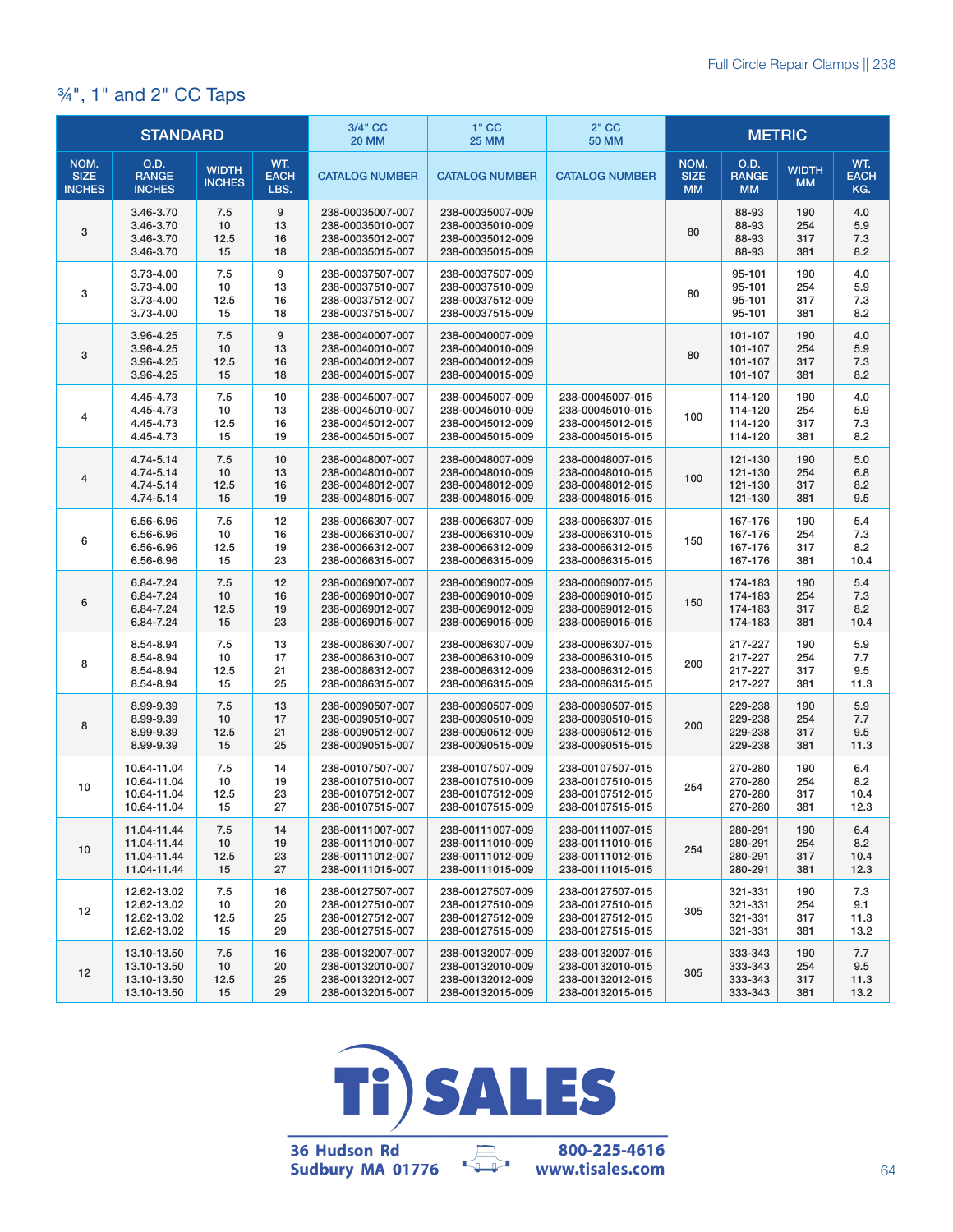## ¾", 1" and 2" CC Taps

| STANDARD | | | | 3/4" CC 20 MM | 1" CC 25 MM | 2" CC 50 MM | METRIC | | | |
|---|---|---|---|---|---|---|---|---|---|---|
| NOM. SIZE INCHES | O.D. RANGE INCHES | WIDTH INCHES | WT. EACH LBS. | CATALOG NUMBER | CATALOG NUMBER | CATALOG NUMBER | NOM. SIZE MM | O.D. RANGE MM | WIDTH MM | WT. EACH KG. |
| 3 | 3.46-3.70<br>3.46-3.70<br>3.46-3.70<br>3.46-3.70 | 7.5<br>10<br>12.5<br>15 | 9<br>13<br>16<br>18 | 238-00035007-007<br>238-00035010-007<br>238-00035012-007<br>238-00035015-007 | 238-00035007-009<br>238-00035010-009<br>238-00035012-009<br>238-00035015-009 | | 80 | 88-93<br>88-93<br>88-93<br>88-93 | 190<br>254<br>317<br>381 | 4.0<br>5.9<br>7.3<br>8.2 |
| 3 | 3.73-4.00<br>3.73-4.00<br>3.73-4.00<br>3.73-4.00 | 7.5<br>10<br>12.5<br>15 | 9<br>13<br>16<br>18 | 238-00037507-007<br>238-00037510-007<br>238-00037512-007<br>238-00037515-007 | 238-00037507-009<br>238-00037510-009<br>238-00037512-009<br>238-00037515-009 | | 80 | 95-101<br>95-101<br>95-101<br>95-101 | 190<br>254<br>317<br>381 | 4.0<br>5.9<br>7.3<br>8.2 |
| 3 | 3.96-4.25<br>3.96-4.25<br>3.96-4.25<br>3.96-4.25 | 7.5<br>10<br>12.5<br>15 | 9<br>13<br>16<br>18 | 238-00040007-007<br>238-00040010-007<br>238-00040012-007<br>238-00040015-007 | 238-00040007-009<br>238-00040010-009<br>238-00040012-009<br>238-00040015-009 | | 80 | 101-107<br>101-107<br>101-107<br>101-107 | 190<br>254<br>317<br>381 | 4.0<br>5.9<br>7.3<br>8.2 |
| 4 | 4.45-4.73<br>4.45-4.73<br>4.45-4.73<br>4.45-4.73 | 7.5<br>10<br>12.5<br>15 | 10<br>13<br>16<br>19 | 238-00045007-007<br>238-00045010-007<br>238-00045012-007<br>238-00045015-007 | 238-00045007-009<br>238-00045010-009<br>238-00045012-009<br>238-00045015-009 | 238-00045007-015<br>238-00045010-015<br>238-00045012-015<br>238-00045015-015 | 100 | 114-120<br>114-120<br>114-120<br>114-120 | 190<br>254<br>317<br>381 | 4.0<br>5.9<br>7.3<br>8.2 |
| 4 | 4.74-5.14<br>4.74-5.14<br>4.74-5.14<br>4.74-5.14 | 7.5<br>10<br>12.5<br>15 | 10<br>13<br>16<br>19 | 238-00048007-007<br>238-00048010-007<br>238-00048012-007<br>238-00048015-007 | 238-00048007-009<br>238-00048010-009<br>238-00048012-009<br>238-00048015-009 | 238-00048007-015<br>238-00048010-015<br>238-00048012-015<br>238-00048015-015 | 100 | 121-130<br>121-130<br>121-130<br>121-130 | 190<br>254<br>317<br>381 | 5.0<br>6.8<br>8.2<br>9.5 |
| 6 | 6.56-6.96<br>6.56-6.96<br>6.56-6.96<br>6.56-6.96 | 7.5<br>10<br>12.5<br>15 | 12<br>16<br>19<br>23 | 238-00066307-007<br>238-00066310-007<br>238-00066312-007<br>238-00066315-007 | 238-00066307-009<br>238-00066310-009<br>238-00066312-009<br>238-00066315-009 | 238-00066307-015<br>238-00066310-015<br>238-00066312-015<br>238-00066315-015 | 150 | 167-176<br>167-176<br>167-176<br>167-176 | 190<br>254<br>317<br>381 | 5.4<br>7.3<br>8.2<br>10.4 |
| 6 | 6.84-7.24<br>6.84-7.24<br>6.84-7.24<br>6.84-7.24 | 7.5<br>10<br>12.5<br>15 | 12<br>16<br>19<br>23 | 238-00069007-007<br>238-00069010-007<br>238-00069012-007<br>238-00069015-007 | 238-00069007-009<br>238-00069010-009<br>238-00069012-009<br>238-00069015-009 | 238-00069007-015<br>238-00069010-015<br>238-00069012-015<br>238-00069015-015 | 150 | 174-183<br>174-183<br>174-183<br>174-183 | 190<br>254<br>317<br>381 | 5.4<br>7.3<br>8.2<br>10.4 |
| 8 | 8.54-8.94<br>8.54-8.94<br>8.54-8.94<br>8.54-8.94 | 7.5<br>10<br>12.5<br>15 | 13<br>17<br>21<br>25 | 238-00086307-007<br>238-00086310-007<br>238-00086312-007<br>238-00086315-007 | 238-00086307-009<br>238-00086310-009<br>238-00086312-009<br>238-00086315-009 | 238-00086307-015<br>238-00086310-015<br>238-00086312-015<br>238-00086315-015 | 200 | 217-227<br>217-227<br>217-227<br>217-227 | 190<br>254<br>317<br>381 | 5.9<br>7.7<br>9.5<br>11.3 |
| 8 | 8.99-9.39<br>8.99-9.39<br>8.99-9.39<br>8.99-9.39 | 7.5<br>10<br>12.5<br>15 | 13<br>17<br>21<br>25 | 238-00090507-007<br>238-00090510-007<br>238-00090512-007<br>238-00090515-007 | 238-00090507-009<br>238-00090510-009<br>238-00090512-009<br>238-00090515-009 | 238-00090507-015<br>238-00090510-015<br>238-00090512-015<br>238-00090515-015 | 200 | 229-238<br>229-238<br>229-238<br>229-238 | 190<br>254<br>317<br>381 | 5.9<br>7.7<br>9.5<br>11.3 |
| 10 | 10.64-11.04<br>10.64-11.04<br>10.64-11.04<br>10.64-11.04 | 7.5<br>10<br>12.5<br>15 | 14<br>19<br>23<br>27 | 238-00107507-007<br>238-00107510-007<br>238-00107512-007<br>238-00107515-007 | 238-00107507-009<br>238-00107510-009<br>238-00107512-009<br>238-00107515-009 | 238-00107507-015<br>238-00107510-015<br>238-00107512-015<br>238-00107515-015 | 254 | 270-280<br>270-280<br>270-280<br>270-280 | 190<br>254<br>317<br>381 | 6.4<br>8.2<br>10.4<br>12.3 |
| 10 | 11.04-11.44<br>11.04-11.44<br>11.04-11.44<br>11.04-11.44 | 7.5<br>10<br>12.5<br>15 | 14<br>19<br>23<br>27 | 238-00111007-007<br>238-00111010-007<br>238-00111012-007<br>238-00111015-007 | 238-00111007-009<br>238-00111010-009<br>238-00111012-009<br>238-00111015-009 | 238-00111007-015<br>238-00111010-015<br>238-00111012-015<br>238-00111015-015 | 254 | 280-291<br>280-291<br>280-291<br>280-291 | 190<br>254<br>317<br>381 | 6.4<br>8.2<br>10.4<br>12.3 |
| 12 | 12.62-13.02<br>12.62-13.02<br>12.62-13.02<br>12.62-13.02 | 7.5<br>10<br>12.5<br>15 | 16<br>20<br>25<br>29 | 238-00127507-007<br>238-00127510-007<br>238-00127512-007<br>238-00127515-007 | 238-00127507-009<br>238-00127510-009<br>238-00127512-009<br>238-00127515-009 | 238-00127507-015<br>238-00127510-015<br>238-00127512-015<br>238-00127515-015 | 305 | 321-331<br>321-331<br>321-331<br>321-331 | 190<br>254<br>317<br>381 | 7.3<br>9.1<br>11.3<br>13.2 |
| 12 | 13.10-13.50<br>13.10-13.50<br>13.10-13.50<br>13.10-13.50 | 7.5<br>10<br>12.5<br>15 | 16<br>20<br>25<br>29 | 238-00132007-007<br>238-00132010-007<br>238-00132012-007<br>238-00132015-007 | 238-00132007-009<br>238-00132010-009<br>238-00132012-009<br>238-00132015-009 | 238-00132007-015<br>238-00132010-015<br>238-00132012-015<br>238-00132015-015 | 305 | 333-343<br>333-343<br>333-343<br>333-343 | 190<br>254<br>317<br>381 | 7.7<br>9.5<br>11.3<br>13.2 |

Ti SALES

36 Hudson Rd
Sudbury MA 01776

800-225-4616
www.tisales.com